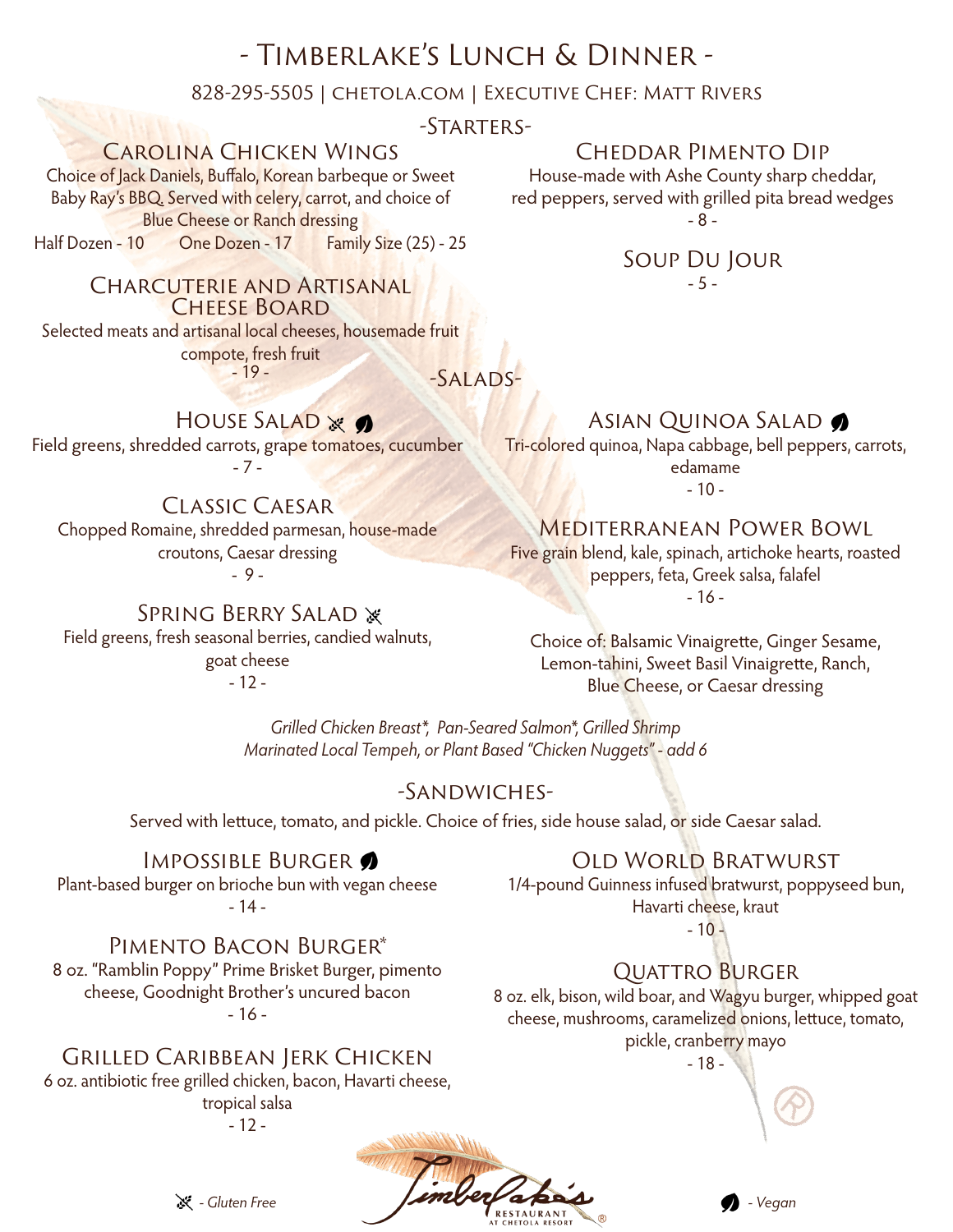# - Timberlake's Lunch & Dinner -

828-295-5505 | chetola.com | Executive Chef: Matt Rivers

## -Starters-

### Carolina Chicken Wings

Choice of Jack Daniels, Buffalo, Korean barbeque or Sweet Baby Ray's BBQ. Served with celery, carrot, and choice of Blue Cheese or Ranch dressing

Half Dozen - 10 One Dozen - 17 Family Size (25) - 25

### Charcuterie and Artisanal Cheese Board

Selected meats and artisanal local cheeses, housemade fruit compote, fresh fruit

- 19 -

### Cheddar Pimento Dip

House-made with Ashe County sharp cheddar, red peppers, served with grilled pita bread wedges

- 8 -

### Soup Du Jour

- 5 -

## -Salads-

### House Salad (Gluten Free) (Vegan)

Field greens, shredded carrots, grape tomatoes, cucumber

- 7 -

### Classic Caesar

Chopped Romaine, shredded parmesan, house-made croutons, Caesar dressing

- 9 -

### Spring Berry Salad (Gluten Free)

Field greens, fresh seasonal berries, candied walnuts, goat cheese

- 12 -

### Asian Quinoa Salad (Vegan)

Tri-colored quinoa, Napa cabbage, bell peppers, carrots, edamame

- 10 -

### Mediterranean Power Bowl

Five grain blend, kale, spinach, artichoke hearts, roasted peppers, feta, Greek salsa, falafel

- 16 -

Choice of: Balsamic Vinaigrette, Ginger Sesame, Lemon-tahini, Sweet Basil Vinaigrette, Ranch, Blue Cheese, or Caesar dressing

*Grilled Chicken Breast*, Pan-Seared Salmon*, Grilled Shrimp Marinated Local Tempeh, or Plant Based "Chicken Nuggets" - add 6*

## -Sandwiches-

Served with lettuce, tomato, and pickle. Choice of fries, side house salad, or side Caesar salad.

### Impossible Burger (Vegan)

Plant-based burger on brioche bun with vegan cheese

- 14 -

### Pimento Bacon Burger*

8 oz. "Ramblin Poppy" Prime Brisket Burger, pimento cheese, Goodnight Brother's uncured bacon

- 16 -

### Grilled Caribbean Jerk Chicken

6 oz. antibiotic free grilled chicken, bacon, Havarti cheese, tropical salsa

- 12 -

### Old World Bratwurst

1/4-pound Guinness infused bratwurst, poppyseed bun, Havarti cheese, kraut

- 10 -

### Quattro Burger

8 oz. elk, bison, wild boar, and Wagyu burger, whipped goat cheese, mushrooms, caramelized onions, lettuce, tomato, pickle, cranberry mayo

- 18 -

*(Gluten Free symbol) - Gluten Free*

Timberlake's Restaurant at Chetola Resort

*(Vegan symbol) - Vegan*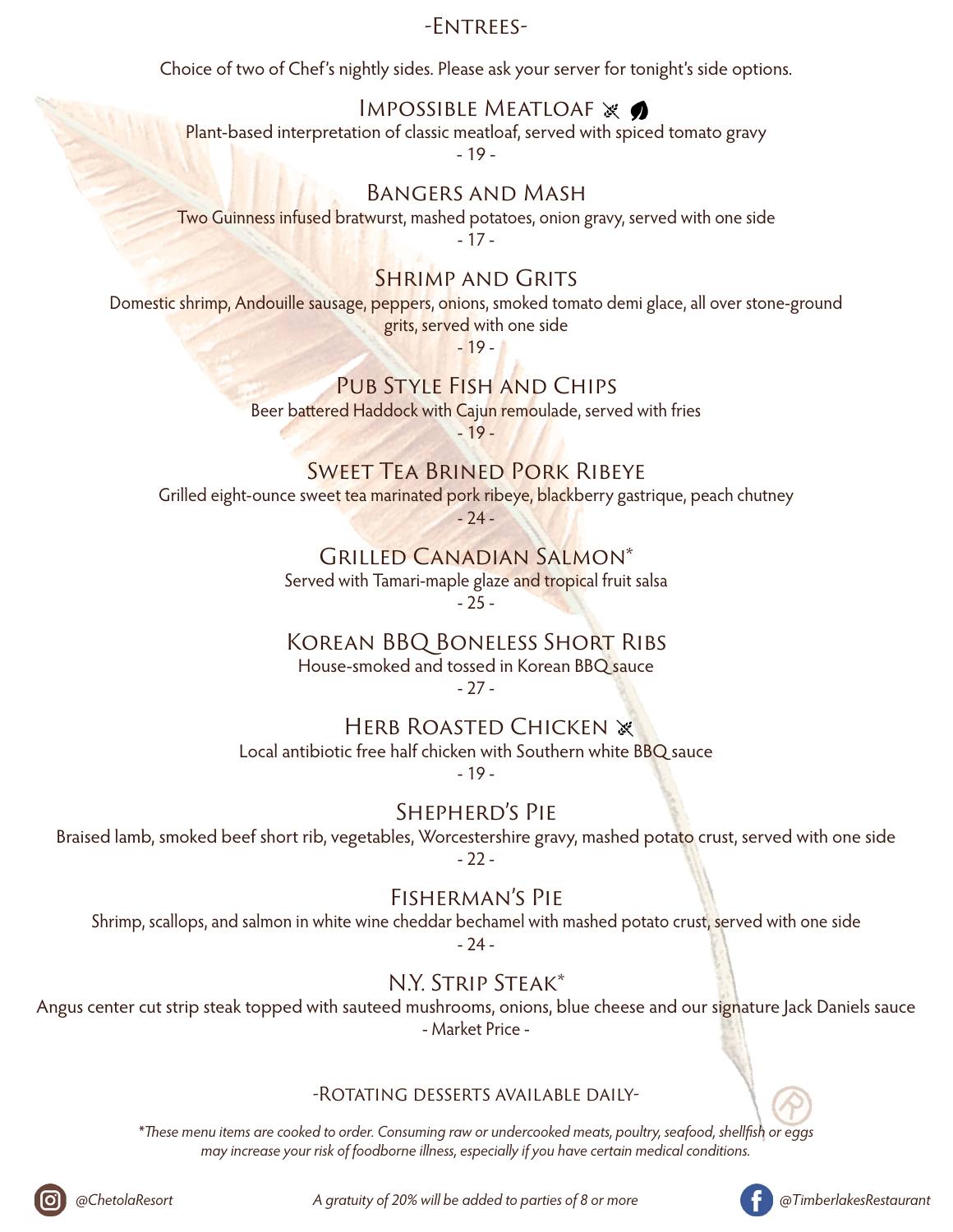## -Entrees-

Choice of two of Chef's nightly sides. Please ask your server for tonight's side options.

### Impossible Meatloaf

Plant-based interpretation of classic meatloaf, served with spiced tomato gravy

- 19 -

### Bangers and Mash

Two Guinness infused bratwurst, mashed potatoes, onion gravy, served with one side

- 17 -

### Shrimp and Grits

Domestic shrimp, Andouille sausage, peppers, onions, smoked tomato demi glace, all over stone-ground grits, served with one side

- 19 -

### Pub Style Fish and Chips

Beer battered Haddock with Cajun remoulade, served with fries

- 19 -

### Sweet Tea Brined Pork Ribeye

Grilled eight-ounce sweet tea marinated pork ribeye, blackberry gastrique, peach chutney

- 24 -

### Grilled Canadian Salmon*

Served with Tamari-maple glaze and tropical fruit salsa

- 25 -

### Korean BBQ Boneless Short Ribs

House-smoked and tossed in Korean BBQ sauce

- 27 -

### Herb Roasted Chicken

Local antibiotic free half chicken with Southern white BBQ sauce

- 19 -

### Shepherd's Pie

Braised lamb, smoked beef short rib, vegetables, Worcestershire gravy, mashed potato crust, served with one side

- 22 -

### Fisherman's Pie

Shrimp, scallops, and salmon in white wine cheddar bechamel with mashed potato crust, served with one side

- 24 -

### N.Y. Strip Steak*

Angus center cut strip steak topped with sauteed mushrooms, onions, blue cheese and our signature Jack Daniels sauce

- Market Price -

## -Rotating desserts available daily-

*\*These menu items are cooked to order. Consuming raw or undercooked meats, poultry, seafood, shellfish or eggs may increase your risk of foodborne illness, especially if you have certain medical conditions.*

@ChetolaResort

*A gratuity of 20% will be added to parties of 8 or more*

@TimberlakesRestaurant